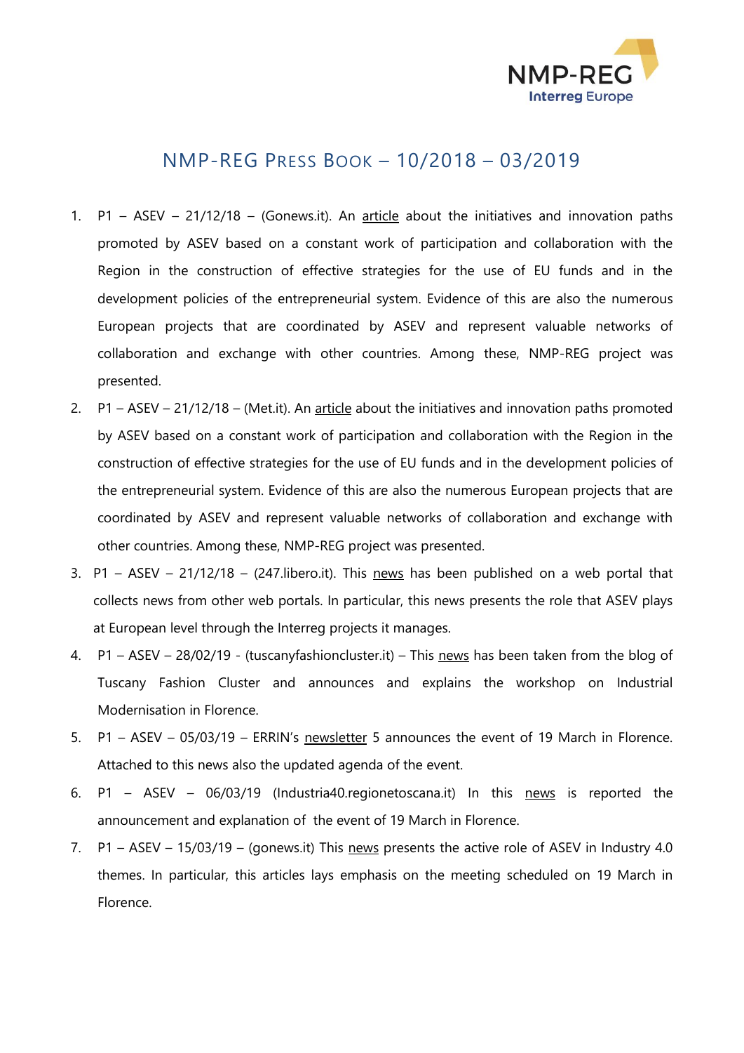# NMP-REG Press Book – 10/2018 – 03/2019

1. P1 – ASEV – 21/12/18 – (Gonews.it). An article about the initiatives and innovation paths promoted by ASEV based on a constant work of participation and collaboration with the Region in the construction of effective strategies for the use of EU funds and in the development policies of the entrepreneurial system. Evidence of this are also the numerous European projects that are coordinated by ASEV and represent valuable networks of collaboration and exchange with other countries. Among these, NMP-REG project was presented.
2. P1 – ASEV – 21/12/18 – (Met.it). An article about the initiatives and innovation paths promoted by ASEV based on a constant work of participation and collaboration with the Region in the construction of effective strategies for the use of EU funds and in the development policies of the entrepreneurial system. Evidence of this are also the numerous European projects that are coordinated by ASEV and represent valuable networks of collaboration and exchange with other countries. Among these, NMP-REG project was presented.
3. P1 – ASEV – 21/12/18 – (247.libero.it). This news has been published on a web portal that collects news from other web portals. In particular, this news presents the role that ASEV plays at European level through the Interreg projects it manages.
4. P1 – ASEV – 28/02/19 - (tuscanyfashioncluster.it) – This news has been taken from the blog of Tuscany Fashion Cluster and announces and explains the workshop on Industrial Modernisation in Florence.
5. P1 – ASEV – 05/03/19 – ERRIN's newsletter 5 announces the event of 19 March in Florence. Attached to this news also the updated agenda of the event.
6. P1 – ASEV – 06/03/19 (Industria40.regionetoscana.it) In this news is reported the announcement and explanation of the event of 19 March in Florence.
7. P1 – ASEV – 15/03/19 – (gonews.it) This news presents the active role of ASEV in Industry 4.0 themes. In particular, this articles lays emphasis on the meeting scheduled on 19 March in Florence.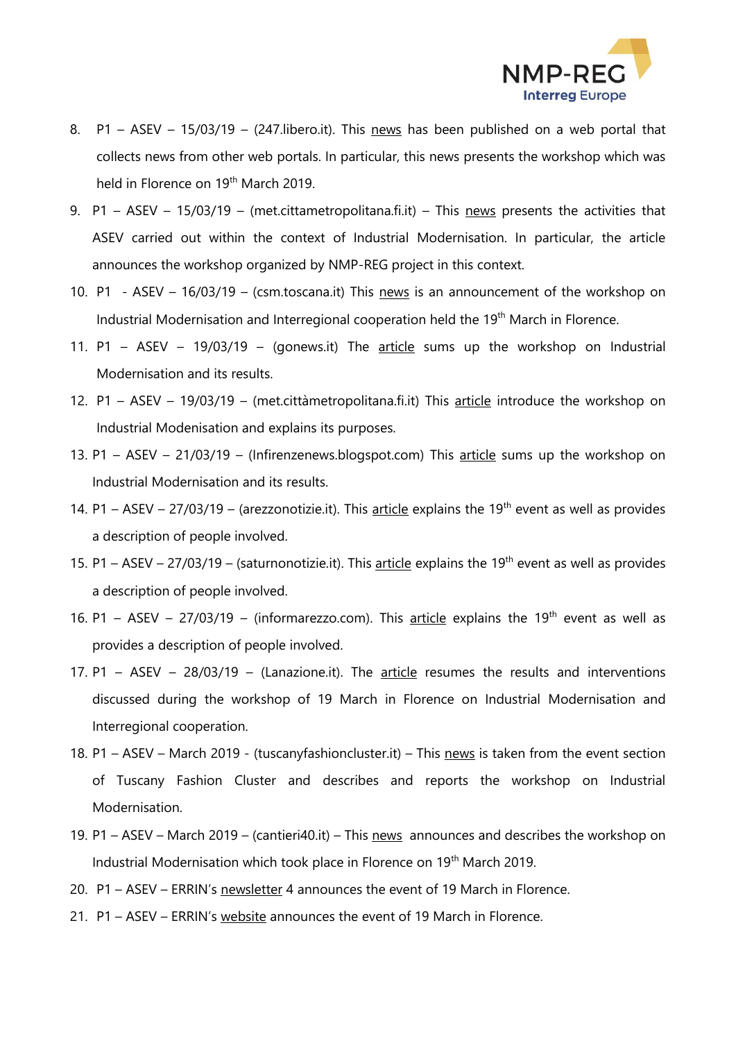8. P1 – ASEV – 15/03/19 – (247.libero.it). This news has been published on a web portal that collects news from other web portals. In particular, this news presents the workshop which was held in Florence on 19th March 2019.
9. P1 – ASEV – 15/03/19 – (met.cittametropolitana.fi.it) – This news presents the activities that ASEV carried out within the context of Industrial Modernisation. In particular, the article announces the workshop organized by NMP-REG project in this context.
10. P1 - ASEV – 16/03/19 – (csm.toscana.it) This news is an announcement of the workshop on Industrial Modernisation and Interregional cooperation held the 19th March in Florence.
11. P1 – ASEV – 19/03/19 – (gonews.it) The article sums up the workshop on Industrial Modernisation and its results.
12. P1 – ASEV – 19/03/19 – (met.cittàmetropolitana.fi.it) This article introduce the workshop on Industrial Modenisation and explains its purposes.
13. P1 – ASEV – 21/03/19 – (Infirenzenews.blogspot.com) This article sums up the workshop on Industrial Modernisation and its results.
14. P1 – ASEV – 27/03/19 – (arezzonotizie.it). This article explains the 19th event as well as provides a description of people involved.
15. P1 – ASEV – 27/03/19 – (saturnonotizie.it). This article explains the 19th event as well as provides a description of people involved.
16. P1 – ASEV – 27/03/19 – (informarezzo.com). This article explains the 19th event as well as provides a description of people involved.
17. P1 – ASEV – 28/03/19 – (Lanazione.it). The article resumes the results and interventions discussed during the workshop of 19 March in Florence on Industrial Modernisation and Interregional cooperation.
18. P1 – ASEV – March 2019 - (tuscanyfashioncluster.it) – This news is taken from the event section of Tuscany Fashion Cluster and describes and reports the workshop on Industrial Modernisation.
19. P1 – ASEV – March 2019 – (cantieri40.it) – This news announces and describes the workshop on Industrial Modernisation which took place in Florence on 19th March 2019.
20. P1 – ASEV – ERRIN's newsletter 4 announces the event of 19 March in Florence.
21. P1 – ASEV – ERRIN's website announces the event of 19 March in Florence.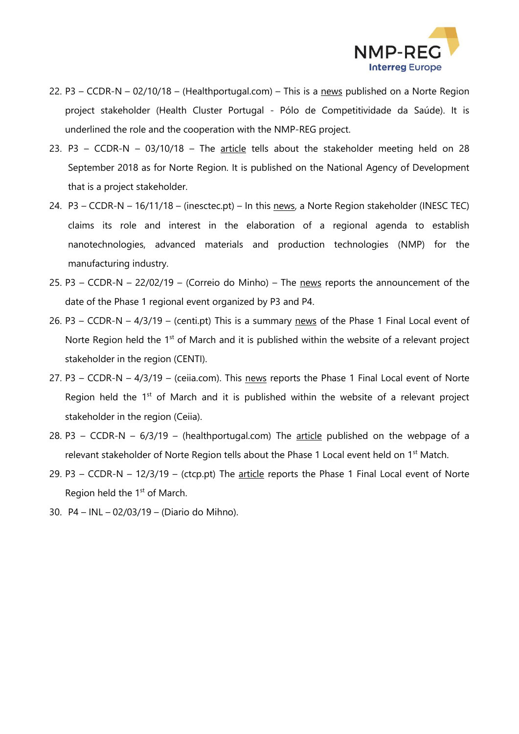22. P3 – CCDR-N – 02/10/18 – (Healthportugal.com) – This is a news published on a Norte Region project stakeholder (Health Cluster Portugal - Pólo de Competitividade da Saúde). It is underlined the role and the cooperation with the NMP-REG project.
23. P3 – CCDR-N – 03/10/18 – The article tells about the stakeholder meeting held on 28 September 2018 as for Norte Region. It is published on the National Agency of Development that is a project stakeholder.
24. P3 – CCDR-N – 16/11/18 – (inesctec.pt) – In this news, a Norte Region stakeholder (INESC TEC) claims its role and interest in the elaboration of a regional agenda to establish nanotechnologies, advanced materials and production technologies (NMP) for the manufacturing industry.
25. P3 – CCDR-N – 22/02/19 – (Correio do Minho) – The news reports the announcement of the date of the Phase 1 regional event organized by P3 and P4.
26. P3 – CCDR-N – 4/3/19 – (centi.pt) This is a summary news of the Phase 1 Final Local event of Norte Region held the 1st of March and it is published within the website of a relevant project stakeholder in the region (CENTI).
27. P3 – CCDR-N – 4/3/19 – (ceiia.com). This news reports the Phase 1 Final Local event of Norte Region held the 1st of March and it is published within the website of a relevant project stakeholder in the region (Ceiia).
28. P3 – CCDR-N – 6/3/19 – (healthportugal.com) The article published on the webpage of a relevant stakeholder of Norte Region tells about the Phase 1 Local event held on 1st Match.
29. P3 – CCDR-N – 12/3/19 – (ctcp.pt) The article reports the Phase 1 Final Local event of Norte Region held the 1st of March.
30. P4 – INL – 02/03/19 – (Diario do Mihno).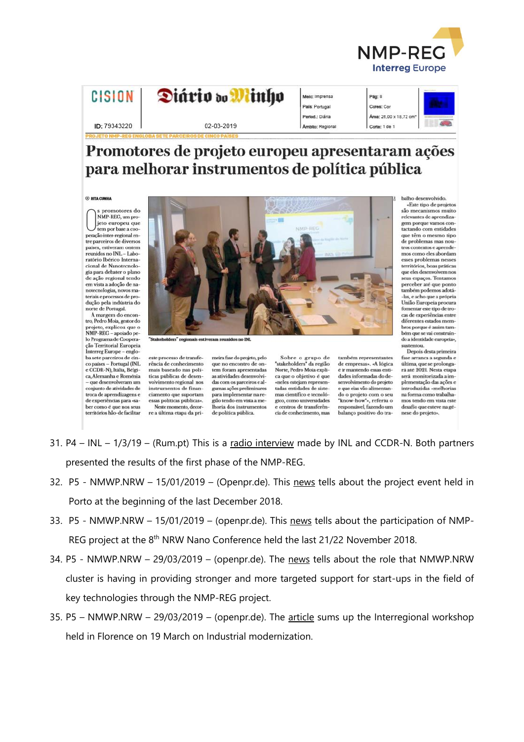CISION | Diário do Minho

ID: 79343220 | 02-03-2019 | Meio: Imprensa | País: Portugal | Period.: Diária | Âmbito: Regional | Pág: 8 | Cores: Cor | Área: 26,00 x 18,72 cm² | Corte: 1 de 1

PROJETO NMP-REG ENGLOBA SETE PARCEIROS DE CINCO PAÍSES

# Promotores de projeto europeu apresentaram ações para melhorar instrumentos de política pública

RITA CUNHA

Os promotores do NMP-REG, um projeto europeu que tem por base a cooperação inter-regional entre parceiros de diversos países, estiveram ontem reunidos no INL – Laboratório Ibérico Internacional de Nanotecnologia para debater o plano de ação regional tendo em vista a adoção de nanotecnologias, novos materiais e processos de produção pela indústria do norte de Portugal.

À margem do encontro, Pedro Moia, gestor do projeto, explicou que o NMP-REG – apoiado pelo Programa de Cooperação Territorial Europeia Interreg Europe – engloba sete parceiros de cinco países – Portugal (INL e CCDR-N), Itália, Bélgica, Alemanha e Roménia – que desenvolveram um conjunto de atividades de troca de aprendizagens e de experiências para «saber como é que nos seus territórios hão-de facilitar este processo de transferência de conhecimento mais baseado nas políticas públicas de desenvolvimento regional nos instrumentos de financiamento que suportam essas políticas públicas».

Neste momento, decorre a última etapa da primeira fase do projeto, pelo que no encontro de ontem foram apresentadas as atividades desenvolvidas com os parceiros e algumas ações preliminares para implementar na região tendo em vista a melhoria dos instrumentos de política pública.

"Stakeholders" regionais estiveram reunidos no INL

Sobre o grupo de "stakeholders" da região Norte, Pedro Moia explica que o objetivo é que «neles estejam representadas entidades de sistemas científico e tecnológico, como universidades e centros de transferência de conhecimento, mas também representantes de empresas». «A lógica é ir mantendo essas entidades informadas do desenvolvimento do projeto e que elas vão alimentando o projeto com o seu "know-how"», referiu o responsável, fazendo um balanço positivo do trabalho desenvolvido.

«Este tipo de projetos são mecanismos muito relevantes de aprendizagem porque vamos contactando com entidades que têm o mesmo tipo de problemas mas noutros contextos e aprendemos como eles abordam esses problemas nesses territórios, boas práticas que eles desenvolvem nos seus espaços. Tentamos perceber até que ponto também podemos adotá-las, e acho que a própria União Europeia procura fomentar este tipo de trocas de experiências entre diferentes estados membros porque é assim também que se vai construindo a identidade europeia», sustentou.

Depois desta primeira fase arranca a segunda e última, que se prolongará até 2021. Nesta etapa será monitorizada a implementação das ações e introduzidas «melhorias na forma como trabalhamos tendo em vista este desafio que esteve na génese do projeto».

31. P4 – INL – 1/3/19 – (Rum.pt) This is a radio interview made by INL and CCDR-N. Both partners presented the results of the first phase of the NMP-REG.
32. P5 - NMWP.NRW – 15/01/2019 – (Openpr.de). This news tells about the project event held in Porto at the beginning of the last December 2018.
33. P5 - NMWP.NRW – 15/01/2019 – (openpr.de). This news tells about the participation of NMP-REG project at the 8th NRW Nano Conference held the last 21/22 November 2018.
34. P5 - NMWP.NRW – 29/03/2019 – (openpr.de). The news tells about the role that NMWP.NRW cluster is having in providing stronger and more targeted support for start-ups in the field of key technologies through the NMP-REG project.
35. P5 – NMWP.NRW – 29/03/2019 – (openpr.de). The article sums up the Interregional workshop held in Florence on 19 March on Industrial modernization.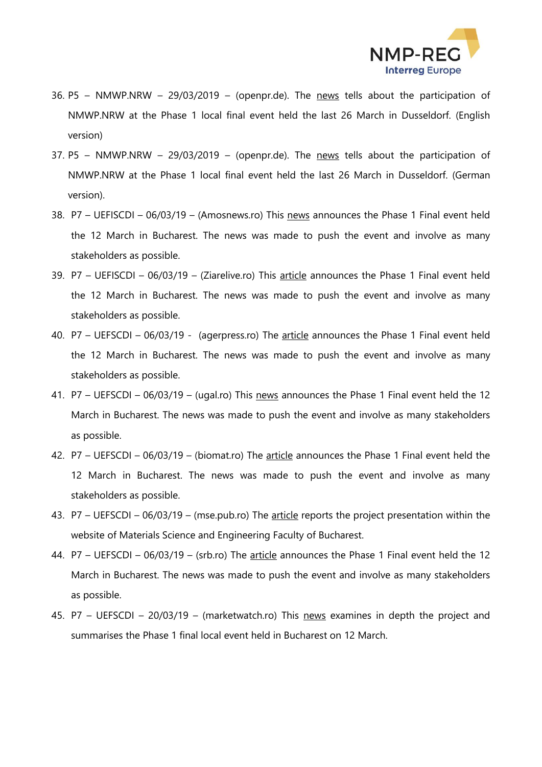36. P5 – NMWP.NRW – 29/03/2019 – (openpr.de). The news tells about the participation of NMWP.NRW at the Phase 1 local final event held the last 26 March in Dusseldorf. (English version)
37. P5 – NMWP.NRW – 29/03/2019 – (openpr.de). The news tells about the participation of NMWP.NRW at the Phase 1 local final event held the last 26 March in Dusseldorf. (German version).
38. P7 – UEFISCDI – 06/03/19 – (Amosnews.ro) This news announces the Phase 1 Final event held the 12 March in Bucharest. The news was made to push the event and involve as many stakeholders as possible.
39. P7 – UEFISCDI – 06/03/19 – (Ziarelive.ro) This article announces the Phase 1 Final event held the 12 March in Bucharest. The news was made to push the event and involve as many stakeholders as possible.
40. P7 – UEFSCDI – 06/03/19 - (agerpress.ro) The article announces the Phase 1 Final event held the 12 March in Bucharest. The news was made to push the event and involve as many stakeholders as possible.
41. P7 – UEFSCDI – 06/03/19 – (ugal.ro) This news announces the Phase 1 Final event held the 12 March in Bucharest. The news was made to push the event and involve as many stakeholders as possible.
42. P7 – UEFSCDI – 06/03/19 – (biomat.ro) The article announces the Phase 1 Final event held the 12 March in Bucharest. The news was made to push the event and involve as many stakeholders as possible.
43. P7 – UEFSCDI – 06/03/19 – (mse.pub.ro) The article reports the project presentation within the website of Materials Science and Engineering Faculty of Bucharest.
44. P7 – UEFSCDI – 06/03/19 – (srb.ro) The article announces the Phase 1 Final event held the 12 March in Bucharest. The news was made to push the event and involve as many stakeholders as possible.
45. P7 – UEFSCDI – 20/03/19 – (marketwatch.ro) This news examines in depth the project and summarises the Phase 1 final local event held in Bucharest on 12 March.